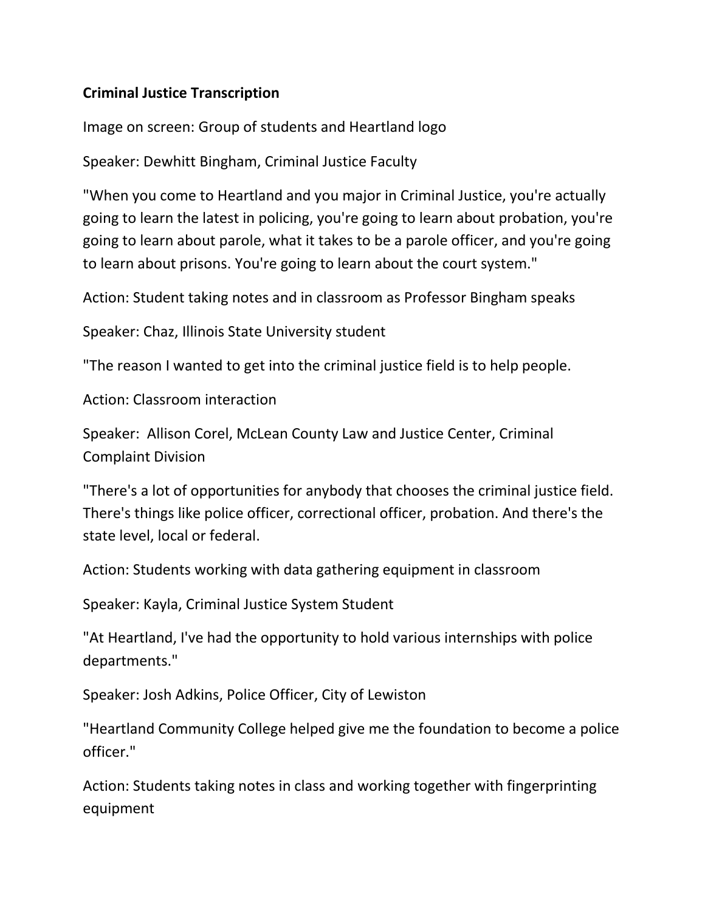**Criminal Justice Transcription**

Image on screen: Group of students and Heartland logo

Speaker: Dewhitt Bingham, Criminal Justice Faculty

"When you come to Heartland and you major in Criminal Justice, you're actually going to learn the latest in policing, you're going to learn about probation, you're going to learn about parole, what it takes to be a parole officer, and you're going to learn about prisons. You're going to learn about the court system."

Action: Student taking notes and in classroom as Professor Bingham speaks

Speaker: Chaz, Illinois State University student

"The reason I wanted to get into the criminal justice field is to help people.

Action: Classroom interaction

Speaker: Allison Corel, McLean County Law and Justice Center, Criminal Complaint Division

"There's a lot of opportunities for anybody that chooses the criminal justice field. There's things like police officer, correctional officer, probation. And there's the state level, local or federal.

Action: Students working with data gathering equipment in classroom

Speaker: Kayla, Criminal Justice System Student

"At Heartland, I've had the opportunity to hold various internships with police departments."

Speaker: Josh Adkins, Police Officer, City of Lewiston

"Heartland Community College helped give me the foundation to become a police officer."

Action: Students taking notes in class and working together with fingerprinting equipment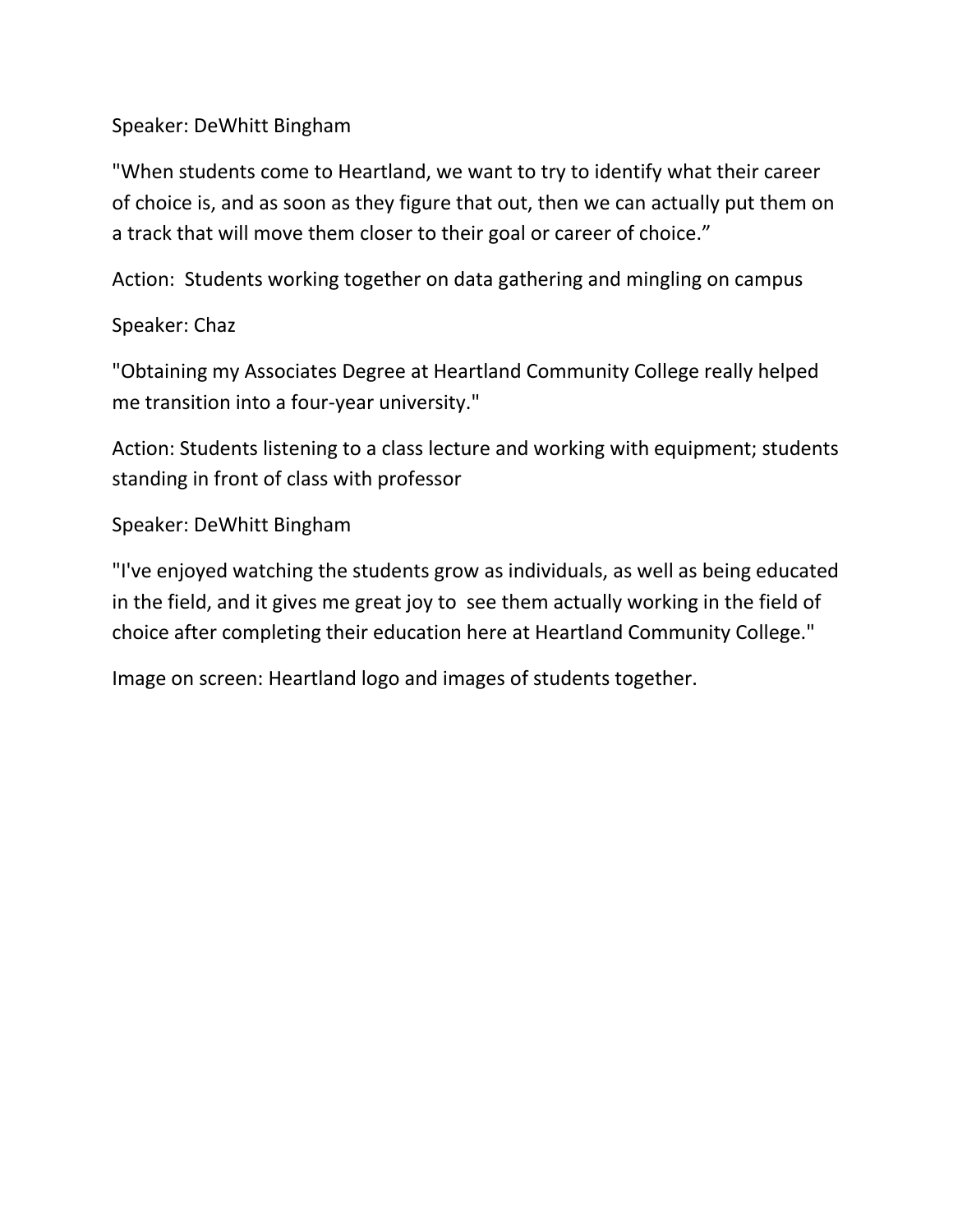Speaker: DeWhitt Bingham

"When students come to Heartland, we want to try to identify what their career of choice is, and as soon as they figure that out, then we can actually put them on a track that will move them closer to their goal or career of choice."

Action: Students working together on data gathering and mingling on campus

Speaker: Chaz

"Obtaining my Associates Degree at Heartland Community College really helped me transition into a four-year university."

Action: Students listening to a class lecture and working with equipment; students standing in front of class with professor

Speaker: DeWhitt Bingham

"I've enjoyed watching the students grow as individuals, as well as being educated in the field, and it gives me great joy to see them actually working in the field of choice after completing their education here at Heartland Community College."

Image on screen: Heartland logo and images of students together.